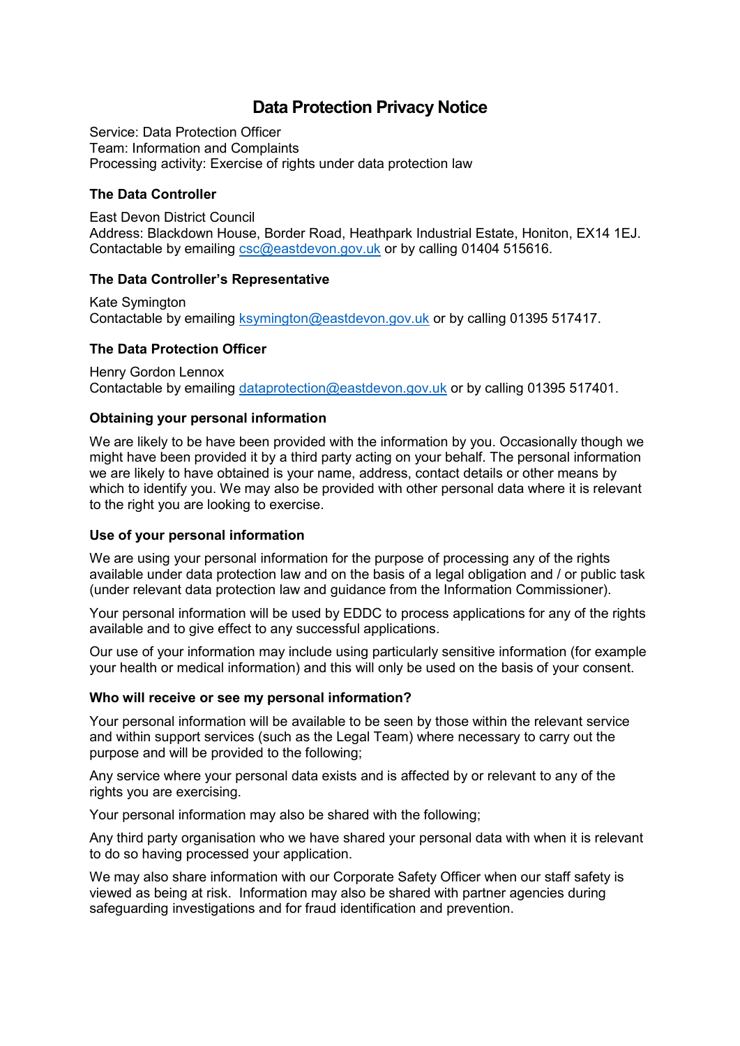# Data Protection Privacy Notice

Service: Data Protection Officer
Team: Information and Complaints
Processing activity: Exercise of rights under data protection law

### The Data Controller

East Devon District Council
Address: Blackdown House, Border Road, Heathpark Industrial Estate, Honiton, EX14 1EJ.
Contactable by emailing csc@eastdevon.gov.uk or by calling 01404 515616.

### The Data Controller's Representative

Kate Symington
Contactable by emailing ksymington@eastdevon.gov.uk or by calling 01395 517417.

### The Data Protection Officer

Henry Gordon Lennox
Contactable by emailing dataprotection@eastdevon.gov.uk or by calling 01395 517401.

### Obtaining your personal information

We are likely to be have been provided with the information by you. Occasionally though we might have been provided it by a third party acting on your behalf. The personal information we are likely to have obtained is your name, address, contact details or other means by which to identify you. We may also be provided with other personal data where it is relevant to the right you are looking to exercise.

### Use of your personal information

We are using your personal information for the purpose of processing any of the rights available under data protection law and on the basis of a legal obligation and / or public task (under relevant data protection law and guidance from the Information Commissioner).

Your personal information will be used by EDDC to process applications for any of the rights available and to give effect to any successful applications.

Our use of your information may include using particularly sensitive information (for example your health or medical information) and this will only be used on the basis of your consent.

### Who will receive or see my personal information?

Your personal information will be available to be seen by those within the relevant service and within support services (such as the Legal Team) where necessary to carry out the purpose and will be provided to the following;

Any service where your personal data exists and is affected by or relevant to any of the rights you are exercising.

Your personal information may also be shared with the following;

Any third party organisation who we have shared your personal data with when it is relevant to do so having processed your application.

We may also share information with our Corporate Safety Officer when our staff safety is viewed as being at risk. Information may also be shared with partner agencies during safeguarding investigations and for fraud identification and prevention.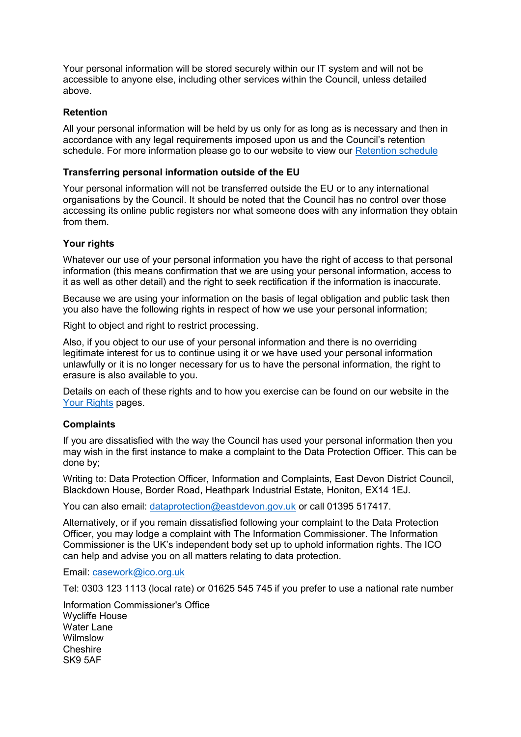Your personal information will be stored securely within our IT system and will not be accessible to anyone else, including other services within the Council, unless detailed above.

### Retention

All your personal information will be held by us only for as long as is necessary and then in accordance with any legal requirements imposed upon us and the Council's retention schedule. For more information please go to our website to view our [Retention schedule]()

### Transferring personal information outside of the EU

Your personal information will not be transferred outside the EU or to any international organisations by the Council. It should be noted that the Council has no control over those accessing its online public registers nor what someone does with any information they obtain from them.

### Your rights

Whatever our use of your personal information you have the right of access to that personal information (this means confirmation that we are using your personal information, access to it as well as other detail) and the right to seek rectification if the information is inaccurate.

Because we are using your information on the basis of legal obligation and public task then you also have the following rights in respect of how we use your personal information;

Right to object and right to restrict processing.

Also, if you object to our use of your personal information and there is no overriding legitimate interest for us to continue using it or we have used your personal information unlawfully or it is no longer necessary for us to have the personal information, the right to erasure is also available to you.

Details on each of these rights and to how you exercise can be found on our website in the [Your Rights]() pages.

### Complaints

If you are dissatisfied with the way the Council has used your personal information then you may wish in the first instance to make a complaint to the Data Protection Officer. This can be done by;

Writing to: Data Protection Officer, Information and Complaints, East Devon District Council, Blackdown House, Border Road, Heathpark Industrial Estate, Honiton, EX14 1EJ.

You can also email: dataprotection@eastdevon.gov.uk or call 01395 517417.

Alternatively, or if you remain dissatisfied following your complaint to the Data Protection Officer, you may lodge a complaint with The Information Commissioner. The Information Commissioner is the UK's independent body set up to uphold information rights. The ICO can help and advise you on all matters relating to data protection.

Email: casework@ico.org.uk

Tel: 0303 123 1113 (local rate) or 01625 545 745 if you prefer to use a national rate number

Information Commissioner's Office  
Wycliffe House  
Water Lane  
Wilmslow  
Cheshire  
SK9 5AF